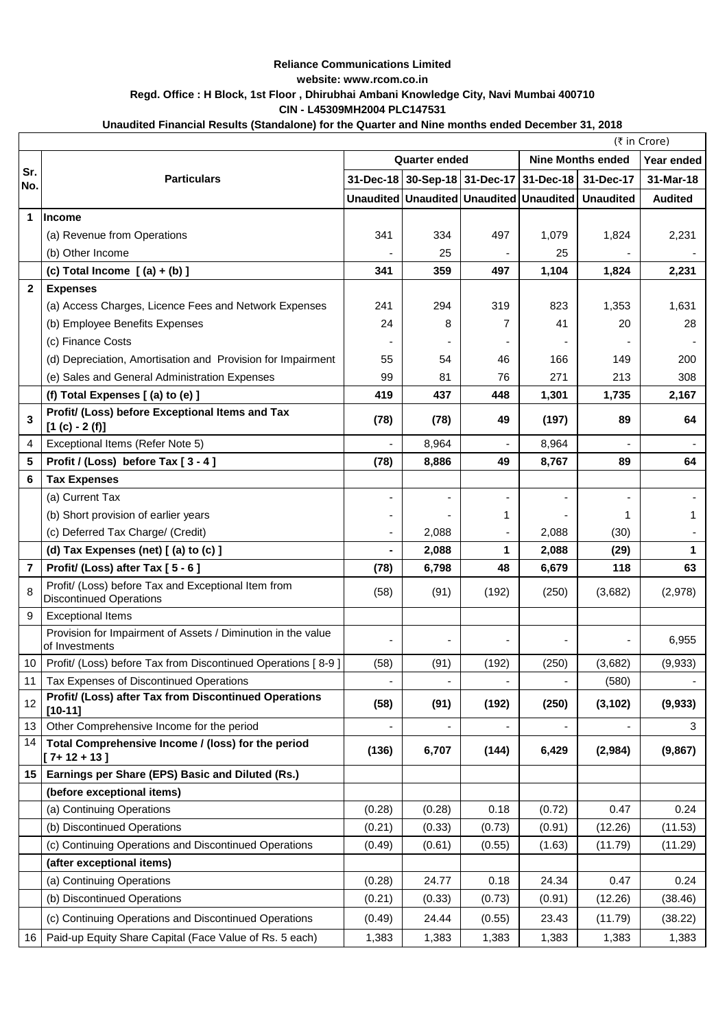**Reliance Communications Limited**

**website: www.rcom.co.in**

**Regd. Office : H Block, 1st Floor , Dhirubhai Ambani Knowledge City, Navi Mumbai 400710**

**CIN - L45309MH2004 PLC147531**

**Unaudited Financial Results (Standalone) for the Quarter and Nine months ended December 31, 2018**

(₹ in Crore)

| Sr. No. | Particulars | Quarter ended | | | Nine Months ended | | Year ended |
|---|---|---|---|---|---|---|---|
| | | 31-Dec-18 | 30-Sep-18 | 31-Dec-17 | 31-Dec-18 | 31-Dec-17 | 31-Mar-18 |
| | | Unaudited | Unaudited | Unaudited | Unaudited | Unaudited | Audited |
| **1** | **Income** | | | | | | |
| | (a) Revenue from Operations | 341 | 334 | 497 | 1,079 | 1,824 | 2,231 |
| | (b) Other Income | - | 25 | - | 25 | - | - |
| | **(c) Total Income [ (a) + (b) ]** | **341** | **359** | **497** | **1,104** | **1,824** | **2,231** |
| **2** | **Expenses** | | | | | | |
| | (a) Access Charges, Licence Fees and Network Expenses | 241 | 294 | 319 | 823 | 1,353 | 1,631 |
| | (b) Employee Benefits Expenses | 24 | 8 | 7 | 41 | 20 | 28 |
| | (c) Finance Costs | - | - | - | - | - | - |
| | (d) Depreciation, Amortisation and Provision for Impairment | 55 | 54 | 46 | 166 | 149 | 200 |
| | (e) Sales and General Administration Expenses | 99 | 81 | 76 | 271 | 213 | 308 |
| | **(f) Total Expenses [ (a) to (e) ]** | **419** | **437** | **448** | **1,301** | **1,735** | **2,167** |
| **3** | **Profit/ (Loss) before Exceptional Items and Tax [1 (c) - 2 (f)]** | **(78)** | **(78)** | **49** | **(197)** | **89** | **64** |
| 4 | Exceptional Items (Refer Note 5) | - | 8,964 | - | 8,964 | - | - |
| **5** | **Profit / (Loss) before Tax [ 3 - 4 ]** | **(78)** | **8,886** | **49** | **8,767** | **89** | **64** |
| **6** | **Tax Expenses** | | | | | | |
| | (a) Current Tax | - | - | - | - | - | - |
| | (b) Short provision of earlier years | - | - | 1 | - | 1 | 1 |
| | (c) Deferred Tax Charge/ (Credit) | - | 2,088 | - | 2,088 | (30) | - |
| | **(d) Tax Expenses (net) [ (a) to (c) ]** | **-** | **2,088** | **1** | **2,088** | **(29)** | **1** |
| **7** | **Profit/ (Loss) after Tax [ 5 - 6 ]** | **(78)** | **6,798** | **48** | **6,679** | **118** | **63** |
| 8 | Profit/ (Loss) before Tax and Exceptional Item from Discontinued Operations | (58) | (91) | (192) | (250) | (3,682) | (2,978) |
| 9 | Exceptional Items | | | | | | |
| | Provision for Impairment of Assets / Diminution in the value of Investments | - | - | - | - | - | 6,955 |
| 10 | Profit/ (Loss) before Tax from Discontinued Operations [ 8-9 ] | (58) | (91) | (192) | (250) | (3,682) | (9,933) |
| 11 | Tax Expenses of Discontinued Operations | - | - | - | - | (580) | - |
| 12 | **Profit/ (Loss) after Tax from Discontinued Operations [10-11]** | **(58)** | **(91)** | **(192)** | **(250)** | **(3,102)** | **(9,933)** |
| 13 | Other Comprehensive Income for the period | - | - | - | - | - | 3 |
| 14 | **Total Comprehensive Income / (loss) for the period [ 7+ 12 + 13 ]** | **(136)** | **6,707** | **(144)** | **6,429** | **(2,984)** | **(9,867)** |
| **15** | **Earnings per Share (EPS) Basic and Diluted (Rs.)** | | | | | | |
| | **(before exceptional items)** | | | | | | |
| | (a) Continuing Operations | (0.28) | (0.28) | 0.18 | (0.72) | 0.47 | 0.24 |
| | (b) Discontinued Operations | (0.21) | (0.33) | (0.73) | (0.91) | (12.26) | (11.53) |
| | (c) Continuing Operations and Discontinued Operations | (0.49) | (0.61) | (0.55) | (1.63) | (11.79) | (11.29) |
| | **(after exceptional items)** | | | | | | |
| | (a) Continuing Operations | (0.28) | 24.77 | 0.18 | 24.34 | 0.47 | 0.24 |
| | (b) Discontinued Operations | (0.21) | (0.33) | (0.73) | (0.91) | (12.26) | (38.46) |
| | (c) Continuing Operations and Discontinued Operations | (0.49) | 24.44 | (0.55) | 23.43 | (11.79) | (38.22) |
| 16 | Paid-up Equity Share Capital (Face Value of Rs. 5 each) | 1,383 | 1,383 | 1,383 | 1,383 | 1,383 | 1,383 |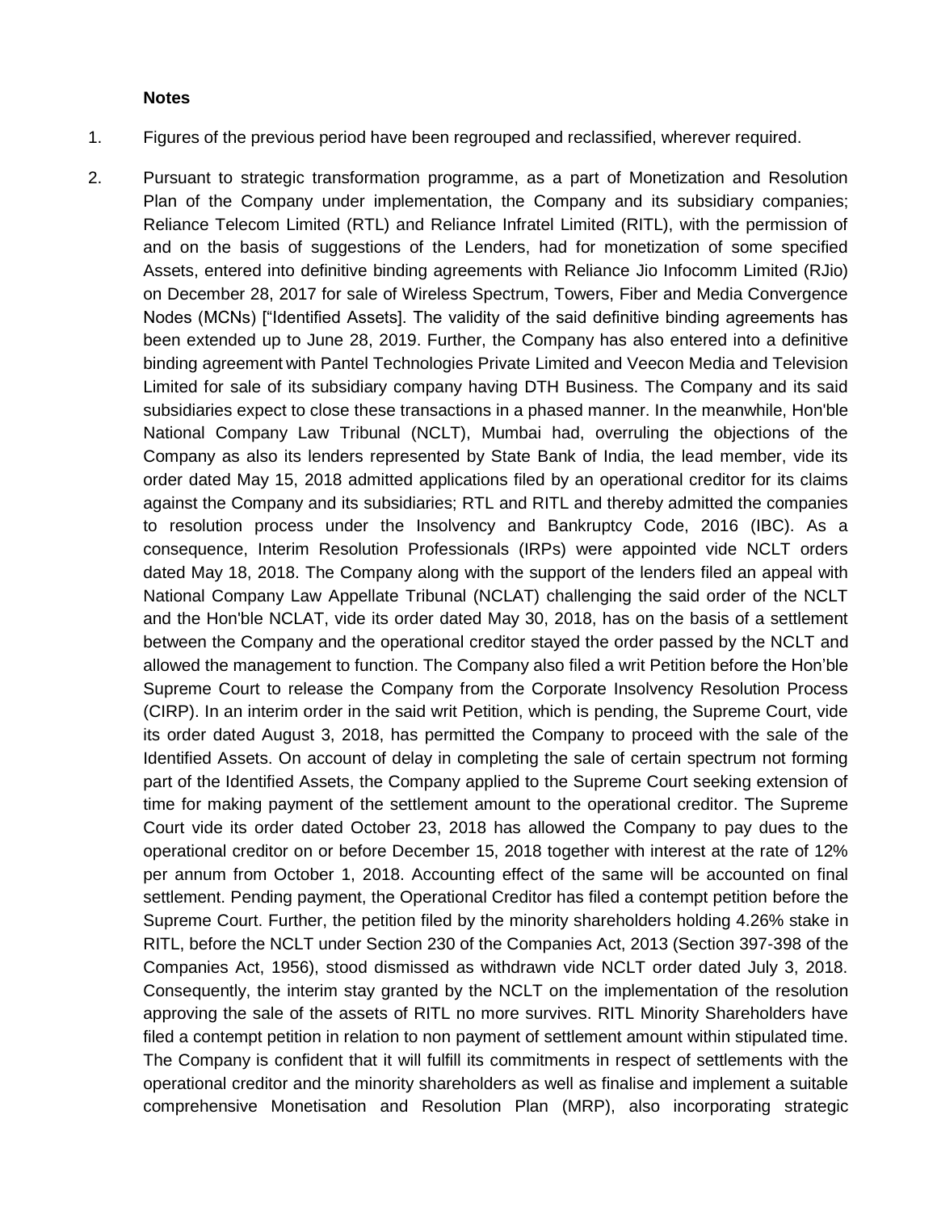**Notes**

1. Figures of the previous period have been regrouped and reclassified, wherever required.

2. Pursuant to strategic transformation programme, as a part of Monetization and Resolution Plan of the Company under implementation, the Company and its subsidiary companies; Reliance Telecom Limited (RTL) and Reliance Infratel Limited (RITL), with the permission of and on the basis of suggestions of the Lenders, had for monetization of some specified Assets, entered into definitive binding agreements with Reliance Jio Infocomm Limited (RJio) on December 28, 2017 for sale of Wireless Spectrum, Towers, Fiber and Media Convergence Nodes (MCNs) ["Identified Assets]. The validity of the said definitive binding agreements has been extended up to June 28, 2019. Further, the Company has also entered into a definitive binding agreement with Pantel Technologies Private Limited and Veecon Media and Television Limited for sale of its subsidiary company having DTH Business. The Company and its said subsidiaries expect to close these transactions in a phased manner. In the meanwhile, Hon'ble National Company Law Tribunal (NCLT), Mumbai had, overruling the objections of the Company as also its lenders represented by State Bank of India, the lead member, vide its order dated May 15, 2018 admitted applications filed by an operational creditor for its claims against the Company and its subsidiaries; RTL and RITL and thereby admitted the companies to resolution process under the Insolvency and Bankruptcy Code, 2016 (IBC). As a consequence, Interim Resolution Professionals (IRPs) were appointed vide NCLT orders dated May 18, 2018. The Company along with the support of the lenders filed an appeal with National Company Law Appellate Tribunal (NCLAT) challenging the said order of the NCLT and the Hon'ble NCLAT, vide its order dated May 30, 2018, has on the basis of a settlement between the Company and the operational creditor stayed the order passed by the NCLT and allowed the management to function. The Company also filed a writ Petition before the Hon'ble Supreme Court to release the Company from the Corporate Insolvency Resolution Process (CIRP). In an interim order in the said writ Petition, which is pending, the Supreme Court, vide its order dated August 3, 2018, has permitted the Company to proceed with the sale of the Identified Assets. On account of delay in completing the sale of certain spectrum not forming part of the Identified Assets, the Company applied to the Supreme Court seeking extension of time for making payment of the settlement amount to the operational creditor. The Supreme Court vide its order dated October 23, 2018 has allowed the Company to pay dues to the operational creditor on or before December 15, 2018 together with interest at the rate of 12% per annum from October 1, 2018. Accounting effect of the same will be accounted on final settlement. Pending payment, the Operational Creditor has filed a contempt petition before the Supreme Court. Further, the petition filed by the minority shareholders holding 4.26% stake in RITL, before the NCLT under Section 230 of the Companies Act, 2013 (Section 397-398 of the Companies Act, 1956), stood dismissed as withdrawn vide NCLT order dated July 3, 2018. Consequently, the interim stay granted by the NCLT on the implementation of the resolution approving the sale of the assets of RITL no more survives. RITL Minority Shareholders have filed a contempt petition in relation to non payment of settlement amount within stipulated time. The Company is confident that it will fulfill its commitments in respect of settlements with the operational creditor and the minority shareholders as well as finalise and implement a suitable comprehensive Monetisation and Resolution Plan (MRP), also incorporating strategic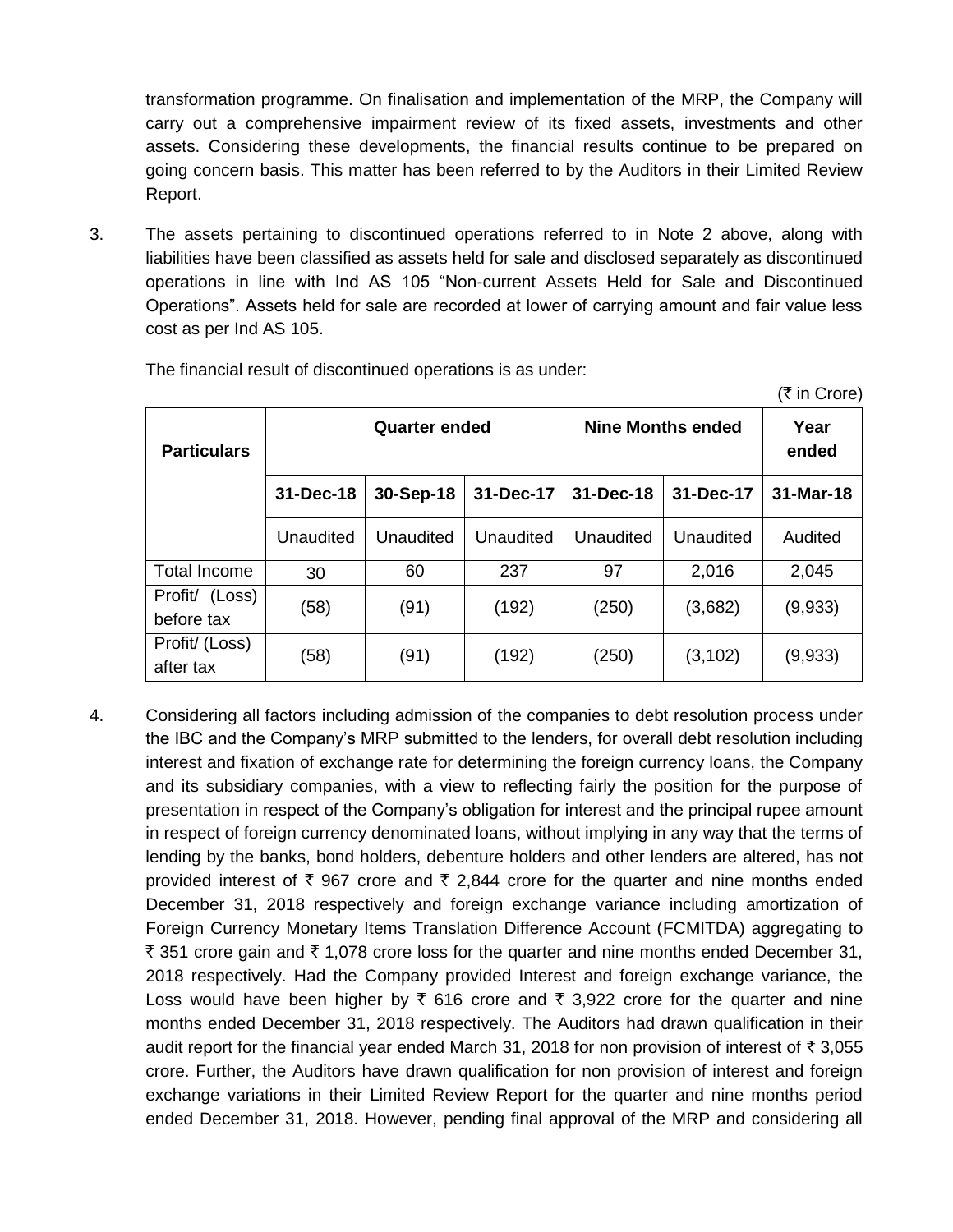transformation programme. On finalisation and implementation of the MRP, the Company will carry out a comprehensive impairment review of its fixed assets, investments and other assets. Considering these developments, the financial results continue to be prepared on going concern basis. This matter has been referred to by the Auditors in their Limited Review Report.

3. The assets pertaining to discontinued operations referred to in Note 2 above, along with liabilities have been classified as assets held for sale and disclosed separately as discontinued operations in line with Ind AS 105 "Non-current Assets Held for Sale and Discontinued Operations". Assets held for sale are recorded at lower of carrying amount and fair value less cost as per Ind AS 105.

   The financial result of discontinued operations is as under:

(₹ in Crore)

| Particulars | Quarter ended | | | Nine Months ended | | Year ended |
|---|---|---|---|---|---|---|
| | 31-Dec-18 | 30-Sep-18 | 31-Dec-17 | 31-Dec-18 | 31-Dec-17 | 31-Mar-18 |
| | Unaudited | Unaudited | Unaudited | Unaudited | Unaudited | Audited |
| Total Income | 30 | 60 | 237 | 97 | 2,016 | 2,045 |
| Profit/ (Loss) before tax | (58) | (91) | (192) | (250) | (3,682) | (9,933) |
| Profit/ (Loss) after tax | (58) | (91) | (192) | (250) | (3,102) | (9,933) |

4. Considering all factors including admission of the companies to debt resolution process under the IBC and the Company's MRP submitted to the lenders, for overall debt resolution including interest and fixation of exchange rate for determining the foreign currency loans, the Company and its subsidiary companies, with a view to reflecting fairly the position for the purpose of presentation in respect of the Company's obligation for interest and the principal rupee amount in respect of foreign currency denominated loans, without implying in any way that the terms of lending by the banks, bond holders, debenture holders and other lenders are altered, has not provided interest of ₹ 967 crore and ₹ 2,844 crore for the quarter and nine months ended December 31, 2018 respectively and foreign exchange variance including amortization of Foreign Currency Monetary Items Translation Difference Account (FCMITDA) aggregating to ₹ 351 crore gain and ₹ 1,078 crore loss for the quarter and nine months ended December 31, 2018 respectively. Had the Company provided Interest and foreign exchange variance, the Loss would have been higher by ₹ 616 crore and ₹ 3,922 crore for the quarter and nine months ended December 31, 2018 respectively. The Auditors had drawn qualification in their audit report for the financial year ended March 31, 2018 for non provision of interest of ₹ 3,055 crore. Further, the Auditors have drawn qualification for non provision of interest and foreign exchange variations in their Limited Review Report for the quarter and nine months period ended December 31, 2018. However, pending final approval of the MRP and considering all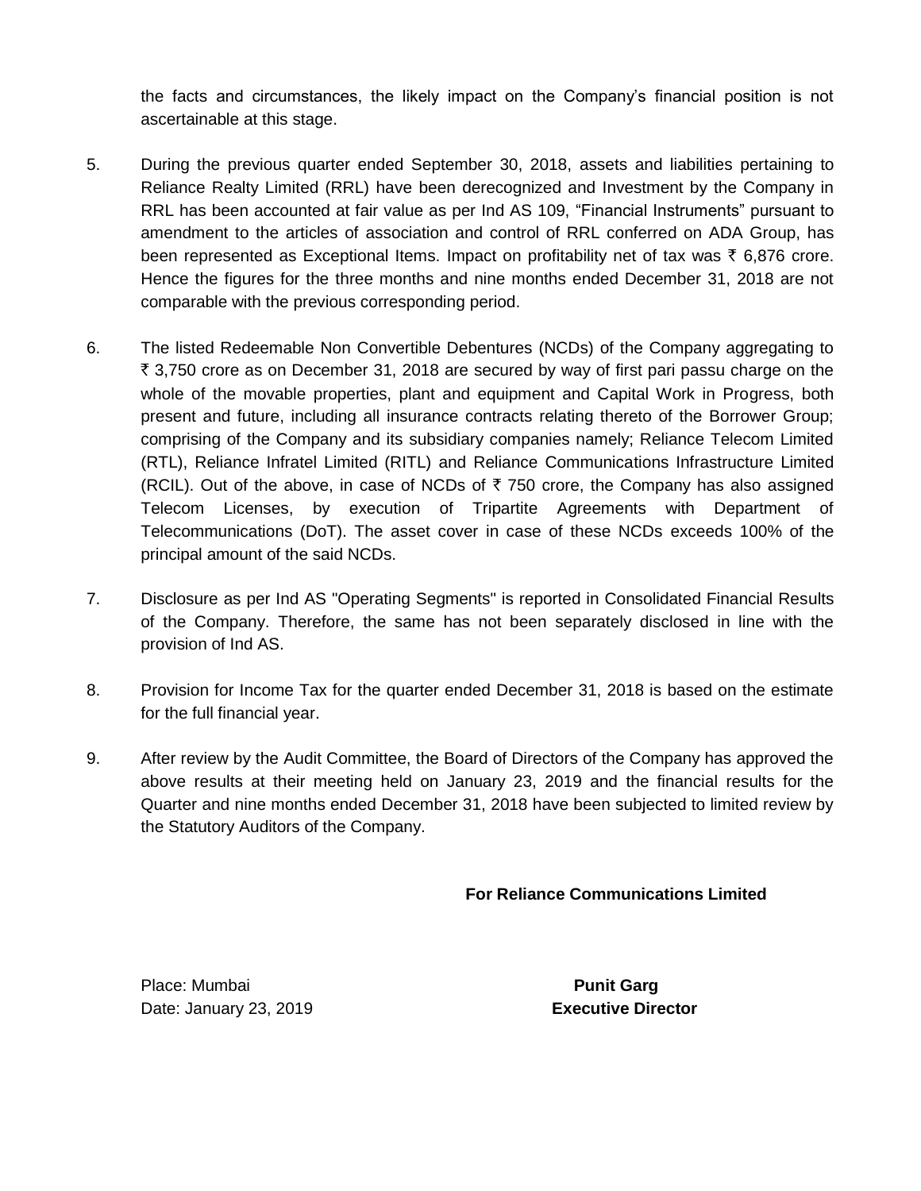the facts and circumstances, the likely impact on the Company's financial position is not ascertainable at this stage.

5. During the previous quarter ended September 30, 2018, assets and liabilities pertaining to Reliance Realty Limited (RRL) have been derecognized and Investment by the Company in RRL has been accounted at fair value as per Ind AS 109, "Financial Instruments" pursuant to amendment to the articles of association and control of RRL conferred on ADA Group, has been represented as Exceptional Items. Impact on profitability net of tax was ₹ 6,876 crore. Hence the figures for the three months and nine months ended December 31, 2018 are not comparable with the previous corresponding period.

6. The listed Redeemable Non Convertible Debentures (NCDs) of the Company aggregating to ₹ 3,750 crore as on December 31, 2018 are secured by way of first pari passu charge on the whole of the movable properties, plant and equipment and Capital Work in Progress, both present and future, including all insurance contracts relating thereto of the Borrower Group; comprising of the Company and its subsidiary companies namely; Reliance Telecom Limited (RTL), Reliance Infratel Limited (RITL) and Reliance Communications Infrastructure Limited (RCIL). Out of the above, in case of NCDs of ₹ 750 crore, the Company has also assigned Telecom Licenses, by execution of Tripartite Agreements with Department of Telecommunications (DoT). The asset cover in case of these NCDs exceeds 100% of the principal amount of the said NCDs.

7. Disclosure as per Ind AS "Operating Segments" is reported in Consolidated Financial Results of the Company. Therefore, the same has not been separately disclosed in line with the provision of Ind AS.

8. Provision for Income Tax for the quarter ended December 31, 2018 is based on the estimate for the full financial year.

9. After review by the Audit Committee, the Board of Directors of the Company has approved the above results at their meeting held on January 23, 2019 and the financial results for the Quarter and nine months ended December 31, 2018 have been subjected to limited review by the Statutory Auditors of the Company.

**For Reliance Communications Limited**

Place: Mumbai
Date: January 23, 2019

**Punit Garg**
**Executive Director**